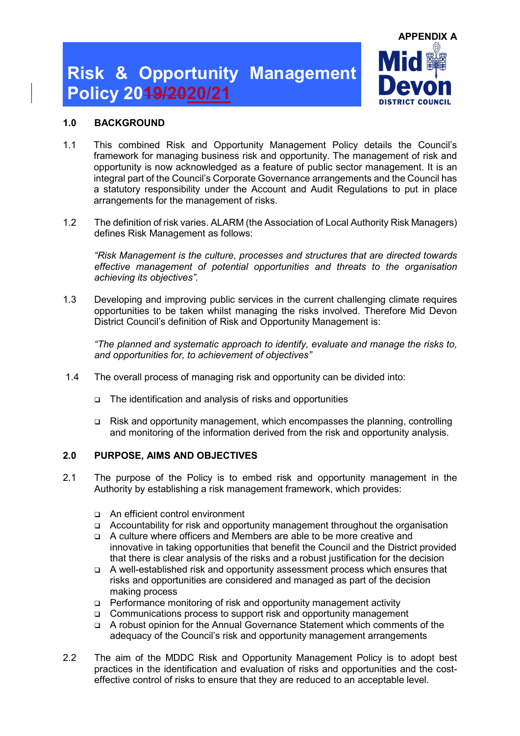APPENDIX A

# Risk & Opportunity Management Policy 20~~19/20~~20/21

**Mid Devon DISTRICT COUNCIL**

## 1.0 BACKGROUND

1.1 This combined Risk and Opportunity Management Policy details the Council's framework for managing business risk and opportunity. The management of risk and opportunity is now acknowledged as a feature of public sector management. It is an integral part of the Council's Corporate Governance arrangements and the Council has a statutory responsibility under the Account and Audit Regulations to put in place arrangements for the management of risks.

1.2 The definition of risk varies. ALARM (the Association of Local Authority Risk Managers) defines Risk Management as follows:

*"Risk Management is the culture, processes and structures that are directed towards effective management of potential opportunities and threats to the organisation achieving its objectives".*

1.3 Developing and improving public services in the current challenging climate requires opportunities to be taken whilst managing the risks involved. Therefore Mid Devon District Council's definition of Risk and Opportunity Management is:

*"The planned and systematic approach to identify, evaluate and manage the risks to, and opportunities for, to achievement of objectives"*

1.4 The overall process of managing risk and opportunity can be divided into:

- The identification and analysis of risks and opportunities
- Risk and opportunity management, which encompasses the planning, controlling and monitoring of the information derived from the risk and opportunity analysis.

## 2.0 PURPOSE, AIMS AND OBJECTIVES

2.1 The purpose of the Policy is to embed risk and opportunity management in the Authority by establishing a risk management framework, which provides:

- An efficient control environment
- Accountability for risk and opportunity management throughout the organisation
- A culture where officers and Members are able to be more creative and innovative in taking opportunities that benefit the Council and the District provided that there is clear analysis of the risks and a robust justification for the decision
- A well-established risk and opportunity assessment process which ensures that risks and opportunities are considered and managed as part of the decision making process
- Performance monitoring of risk and opportunity management activity
- Communications process to support risk and opportunity management
- A robust opinion for the Annual Governance Statement which comments of the adequacy of the Council's risk and opportunity management arrangements

2.2 The aim of the MDDC Risk and Opportunity Management Policy is to adopt best practices in the identification and evaluation of risks and opportunities and the cost-effective control of risks to ensure that they are reduced to an acceptable level.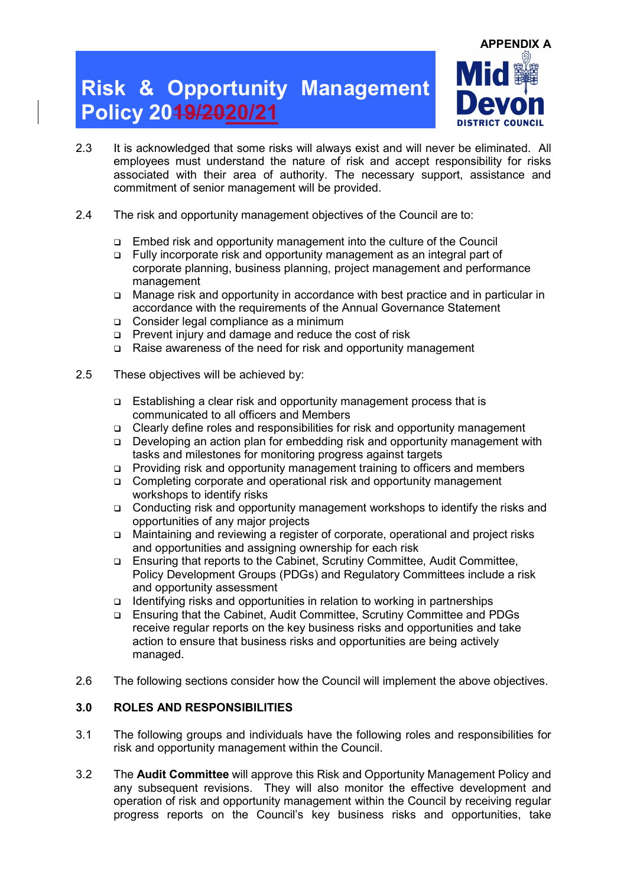2.3 It is acknowledged that some risks will always exist and will never be eliminated. All employees must understand the nature of risk and accept responsibility for risks associated with their area of authority. The necessary support, assistance and commitment of senior management will be provided.

2.4 The risk and opportunity management objectives of the Council are to:

- Embed risk and opportunity management into the culture of the Council
- Fully incorporate risk and opportunity management as an integral part of corporate planning, business planning, project management and performance management
- Manage risk and opportunity in accordance with best practice and in particular in accordance with the requirements of the Annual Governance Statement
- Consider legal compliance as a minimum
- Prevent injury and damage and reduce the cost of risk
- Raise awareness of the need for risk and opportunity management

2.5 These objectives will be achieved by:

- Establishing a clear risk and opportunity management process that is communicated to all officers and Members
- Clearly define roles and responsibilities for risk and opportunity management
- Developing an action plan for embedding risk and opportunity management with tasks and milestones for monitoring progress against targets
- Providing risk and opportunity management training to officers and members
- Completing corporate and operational risk and opportunity management workshops to identify risks
- Conducting risk and opportunity management workshops to identify the risks and opportunities of any major projects
- Maintaining and reviewing a register of corporate, operational and project risks and opportunities and assigning ownership for each risk
- Ensuring that reports to the Cabinet, Scrutiny Committee, Audit Committee, Policy Development Groups (PDGs) and Regulatory Committees include a risk and opportunity assessment
- Identifying risks and opportunities in relation to working in partnerships
- Ensuring that the Cabinet, Audit Committee, Scrutiny Committee and PDGs receive regular reports on the key business risks and opportunities and take action to ensure that business risks and opportunities are being actively managed.

2.6 The following sections consider how the Council will implement the above objectives.

## 3.0 ROLES AND RESPONSIBILITIES

3.1 The following groups and individuals have the following roles and responsibilities for risk and opportunity management within the Council.

3.2 The **Audit Committee** will approve this Risk and Opportunity Management Policy and any subsequent revisions. They will also monitor the effective development and operation of risk and opportunity management within the Council by receiving regular progress reports on the Council's key business risks and opportunities, take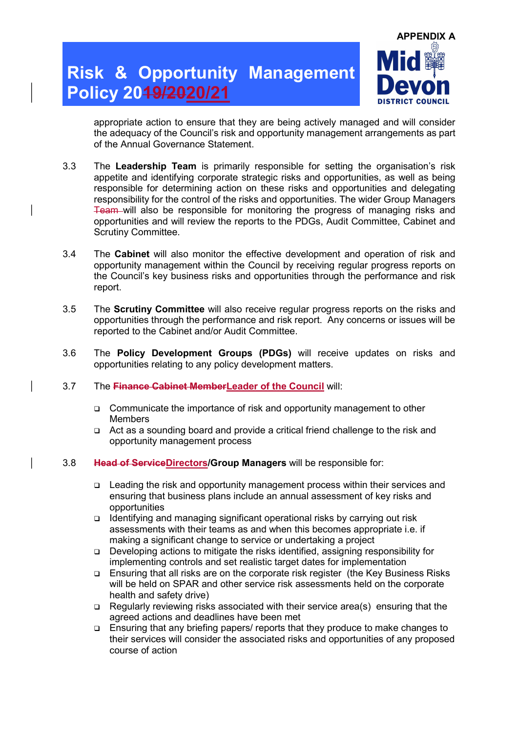appropriate action to ensure that they are being actively managed and will consider the adequacy of the Council's risk and opportunity management arrangements as part of the Annual Governance Statement.

3.3 The **Leadership Team** is primarily responsible for setting the organisation's risk appetite and identifying corporate strategic risks and opportunities, as well as being responsible for determining action on these risks and opportunities and delegating responsibility for the control of the risks and opportunities. The wider Group Managers ~~Team~~ will also be responsible for monitoring the progress of managing risks and opportunities and will review the reports to the PDGs, Audit Committee, Cabinet and Scrutiny Committee.

3.4 The **Cabinet** will also monitor the effective development and operation of risk and opportunity management within the Council by receiving regular progress reports on the Council's key business risks and opportunities through the performance and risk report.

3.5 The **Scrutiny Committee** will also receive regular progress reports on the risks and opportunities through the performance and risk report. Any concerns or issues will be reported to the Cabinet and/or Audit Committee.

3.6 The **Policy Development Groups (PDGs)** will receive updates on risks and opportunities relating to any policy development matters.

3.7 The ~~**Finance Cabinet Member**~~**Leader of the Council** will:

- Communicate the importance of risk and opportunity management to other Members
- Act as a sounding board and provide a critical friend challenge to the risk and opportunity management process

3.8 ~~**Head of Service**~~**Directors/Group Managers** will be responsible for:

- Leading the risk and opportunity management process within their services and ensuring that business plans include an annual assessment of key risks and opportunities
- Identifying and managing significant operational risks by carrying out risk assessments with their teams as and when this becomes appropriate i.e. if making a significant change to service or undertaking a project
- Developing actions to mitigate the risks identified, assigning responsibility for implementing controls and set realistic target dates for implementation
- Ensuring that all risks are on the corporate risk register (the Key Business Risks will be held on SPAR and other service risk assessments held on the corporate health and safety drive)
- Regularly reviewing risks associated with their service area(s) ensuring that the agreed actions and deadlines have been met
- Ensuring that any briefing papers/ reports that they produce to make changes to their services will consider the associated risks and opportunities of any proposed course of action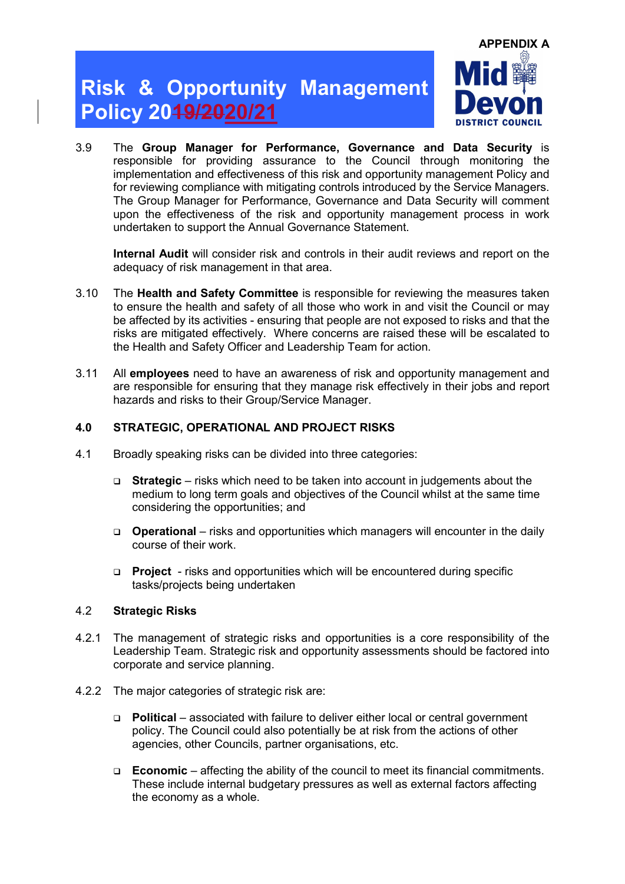3.9 The **Group Manager for Performance, Governance and Data Security** is responsible for providing assurance to the Council through monitoring the implementation and effectiveness of this risk and opportunity management Policy and for reviewing compliance with mitigating controls introduced by the Service Managers. The Group Manager for Performance, Governance and Data Security will comment upon the effectiveness of the risk and opportunity management process in work undertaken to support the Annual Governance Statement.

**Internal Audit** will consider risk and controls in their audit reviews and report on the adequacy of risk management in that area.

3.10 The **Health and Safety Committee** is responsible for reviewing the measures taken to ensure the health and safety of all those who work in and visit the Council or may be affected by its activities - ensuring that people are not exposed to risks and that the risks are mitigated effectively. Where concerns are raised these will be escalated to the Health and Safety Officer and Leadership Team for action.

3.11 All **employees** need to have an awareness of risk and opportunity management and are responsible for ensuring that they manage risk effectively in their jobs and report hazards and risks to their Group/Service Manager.

## 4.0 STRATEGIC, OPERATIONAL AND PROJECT RISKS

4.1 Broadly speaking risks can be divided into three categories:

- **Strategic** – risks which need to be taken into account in judgements about the medium to long term goals and objectives of the Council whilst at the same time considering the opportunities; and
- **Operational** – risks and opportunities which managers will encounter in the daily course of their work.
- **Project** - risks and opportunities which will be encountered during specific tasks/projects being undertaken

### 4.2 Strategic Risks

4.2.1 The management of strategic risks and opportunities is a core responsibility of the Leadership Team. Strategic risk and opportunity assessments should be factored into corporate and service planning.

4.2.2 The major categories of strategic risk are:

- **Political** – associated with failure to deliver either local or central government policy. The Council could also potentially be at risk from the actions of other agencies, other Councils, partner organisations, etc.
- **Economic** – affecting the ability of the council to meet its financial commitments. These include internal budgetary pressures as well as external factors affecting the economy as a whole.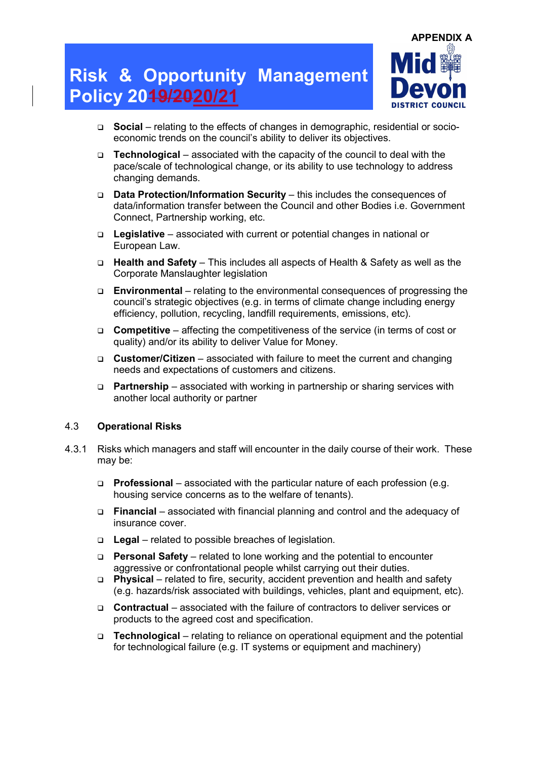- **Social** – relating to the effects of changes in demographic, residential or socio-economic trends on the council's ability to deliver its objectives.
- **Technological** – associated with the capacity of the council to deal with the pace/scale of technological change, or its ability to use technology to address changing demands.
- **Data Protection/Information Security** – this includes the consequences of data/information transfer between the Council and other Bodies i.e. Government Connect, Partnership working, etc.
- **Legislative** – associated with current or potential changes in national or European Law.
- **Health and Safety** – This includes all aspects of Health & Safety as well as the Corporate Manslaughter legislation
- **Environmental** – relating to the environmental consequences of progressing the council's strategic objectives (e.g. in terms of climate change including energy efficiency, pollution, recycling, landfill requirements, emissions, etc).
- **Competitive** – affecting the competitiveness of the service (in terms of cost or quality) and/or its ability to deliver Value for Money.
- **Customer/Citizen** – associated with failure to meet the current and changing needs and expectations of customers and citizens.
- **Partnership** – associated with working in partnership or sharing services with another local authority or partner

### 4.3 Operational Risks

4.3.1 Risks which managers and staff will encounter in the daily course of their work. These may be:

- **Professional** – associated with the particular nature of each profession (e.g. housing service concerns as to the welfare of tenants).
- **Financial** – associated with financial planning and control and the adequacy of insurance cover.
- **Legal** – related to possible breaches of legislation.
- **Personal Safety** – related to lone working and the potential to encounter aggressive or confrontational people whilst carrying out their duties.
- **Physical** – related to fire, security, accident prevention and health and safety (e.g. hazards/risk associated with buildings, vehicles, plant and equipment, etc).
- **Contractual** – associated with the failure of contractors to deliver services or products to the agreed cost and specification.
- **Technological** – relating to reliance on operational equipment and the potential for technological failure (e.g. IT systems or equipment and machinery)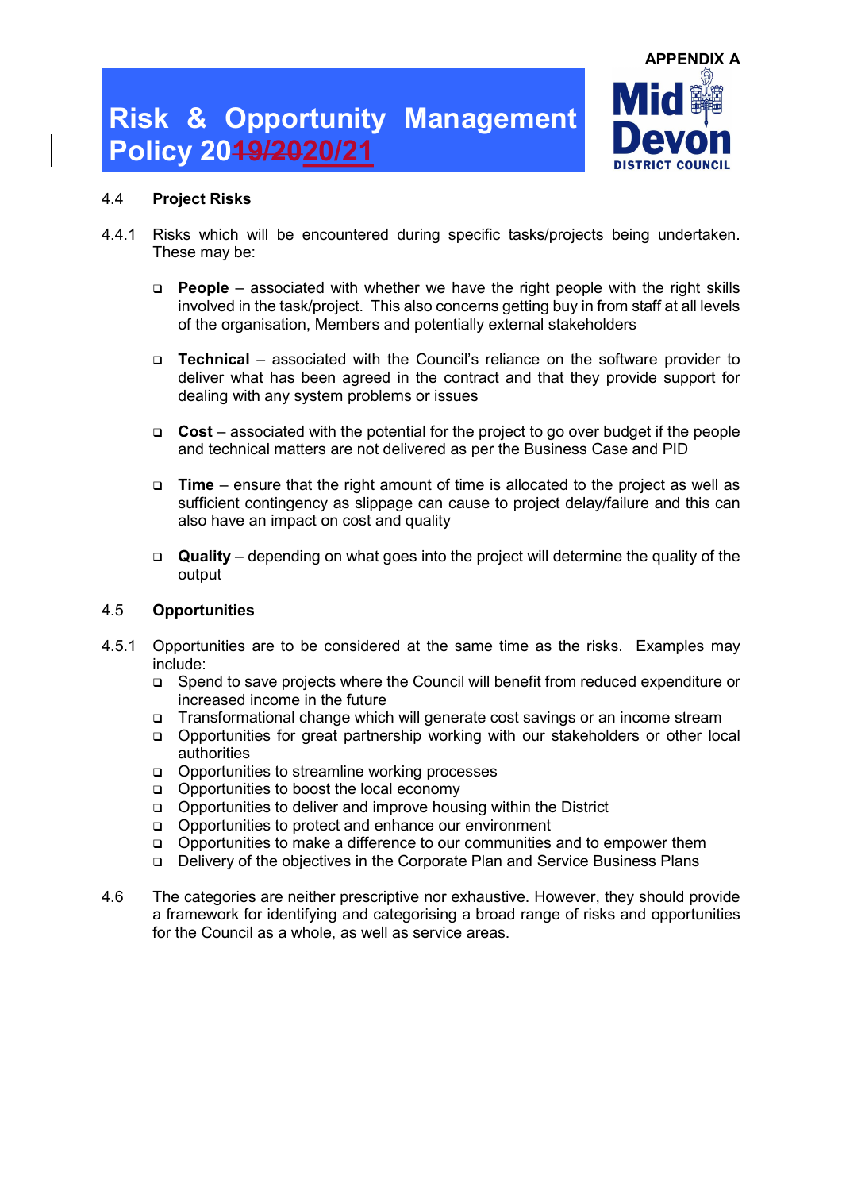#### 4.4 Project Risks

4.4.1 Risks which will be encountered during specific tasks/projects being undertaken. These may be:

- **People** – associated with whether we have the right people with the right skills involved in the task/project. This also concerns getting buy in from staff at all levels of the organisation, Members and potentially external stakeholders
- **Technical** – associated with the Council's reliance on the software provider to deliver what has been agreed in the contract and that they provide support for dealing with any system problems or issues
- **Cost** – associated with the potential for the project to go over budget if the people and technical matters are not delivered as per the Business Case and PID
- **Time** – ensure that the right amount of time is allocated to the project as well as sufficient contingency as slippage can cause to project delay/failure and this can also have an impact on cost and quality
- **Quality** – depending on what goes into the project will determine the quality of the output

#### 4.5 Opportunities

4.5.1 Opportunities are to be considered at the same time as the risks. Examples may include:

- Spend to save projects where the Council will benefit from reduced expenditure or increased income in the future
- Transformational change which will generate cost savings or an income stream
- Opportunities for great partnership working with our stakeholders or other local authorities
- Opportunities to streamline working processes
- Opportunities to boost the local economy
- Opportunities to deliver and improve housing within the District
- Opportunities to protect and enhance our environment
- Opportunities to make a difference to our communities and to empower them
- Delivery of the objectives in the Corporate Plan and Service Business Plans

4.6 The categories are neither prescriptive nor exhaustive. However, they should provide a framework for identifying and categorising a broad range of risks and opportunities for the Council as a whole, as well as service areas.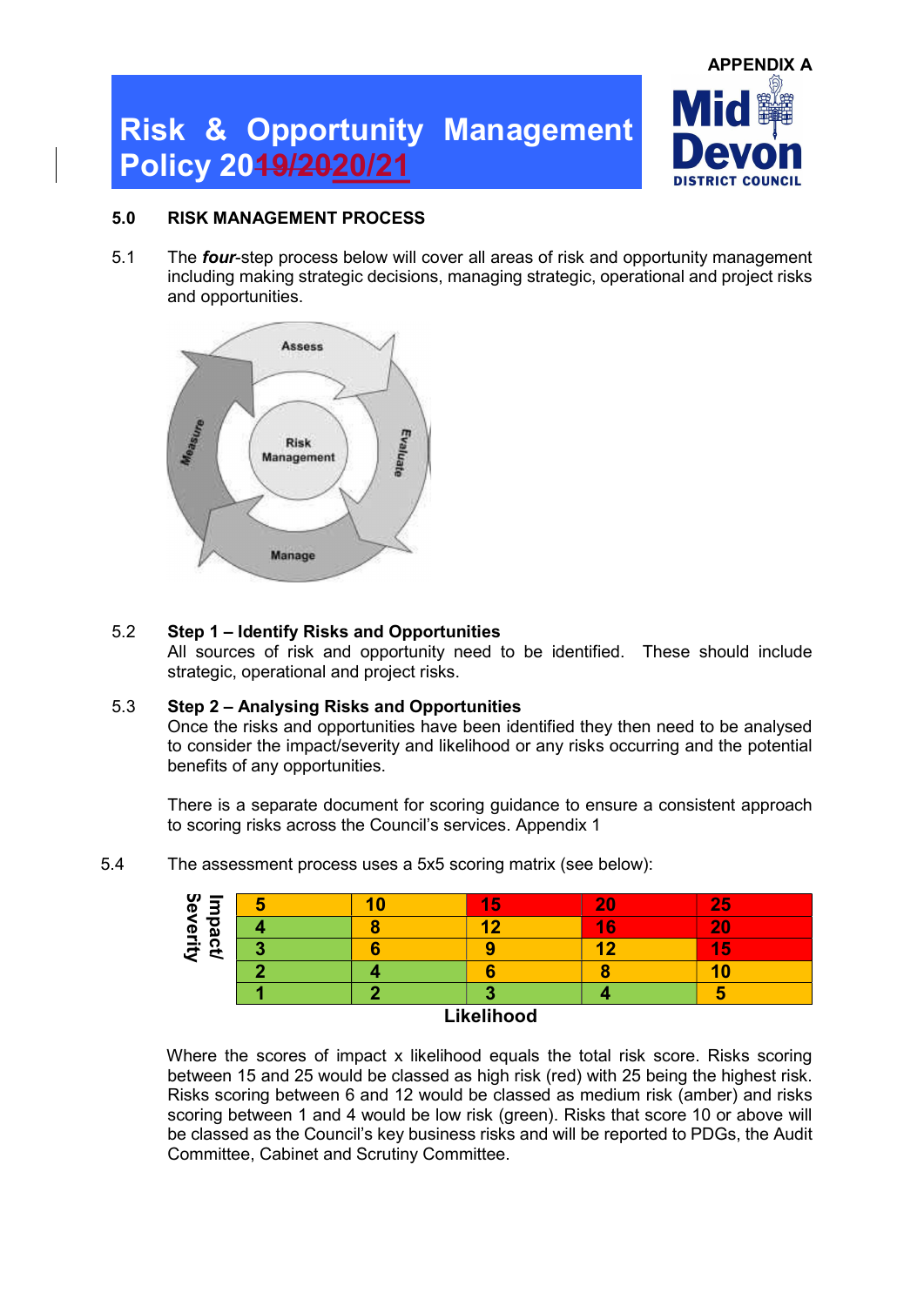APPENDIX A

# Risk & Opportunity Management Policy 2019/2020/21

## 5.0 RISK MANAGEMENT PROCESS

5.1 The ***four***-step process below will cover all areas of risk and opportunity management including making strategic decisions, managing strategic, operational and project risks and opportunities.

5.2 **Step 1 – Identify Risks and Opportunities**
All sources of risk and opportunity need to be identified. These should include strategic, operational and project risks.

5.3 **Step 2 – Analysing Risks and Opportunities**
Once the risks and opportunities have been identified they then need to be analysed to consider the impact/severity and likelihood or any risks occurring and the potential benefits of any opportunities.

There is a separate document for scoring guidance to ensure a consistent approach to scoring risks across the Council's services. Appendix 1

5.4 The assessment process uses a 5x5 scoring matrix (see below):

| Impact/ Severity | | | | | |
|---|---|---|---|---|---|
| | 5 | 10 | 15 | 20 | 25 |
| | 4 | 8 | 12 | 16 | 20 |
| | 3 | 6 | 9 | 12 | 15 |
| | 2 | 4 | 6 | 8 | 10 |
| | 1 | 2 | 3 | 4 | 5 |

**Likelihood**

Where the scores of impact x likelihood equals the total risk score. Risks scoring between 15 and 25 would be classed as high risk (red) with 25 being the highest risk. Risks scoring between 6 and 12 would be classed as medium risk (amber) and risks scoring between 1 and 4 would be low risk (green). Risks that score 10 or above will be classed as the Council's key business risks and will be reported to PDGs, the Audit Committee, Cabinet and Scrutiny Committee.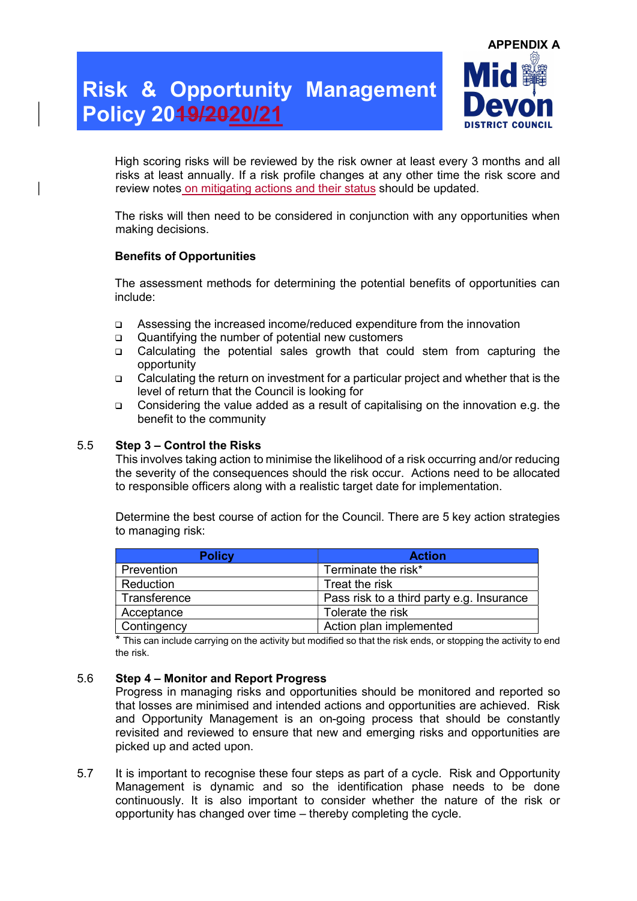High scoring risks will be reviewed by the risk owner at least every 3 months and all risks at least annually. If a risk profile changes at any other time the risk score and review notes on mitigating actions and their status should be updated.

The risks will then need to be considered in conjunction with any opportunities when making decisions.

**Benefits of Opportunities**

The assessment methods for determining the potential benefits of opportunities can include:

- Assessing the increased income/reduced expenditure from the innovation
- Quantifying the number of potential new customers
- Calculating the potential sales growth that could stem from capturing the opportunity
- Calculating the return on investment for a particular project and whether that is the level of return that the Council is looking for
- Considering the value added as a result of capitalising on the innovation e.g. the benefit to the community

5.5 **Step 3 – Control the Risks**

This involves taking action to minimise the likelihood of a risk occurring and/or reducing the severity of the consequences should the risk occur. Actions need to be allocated to responsible officers along with a realistic target date for implementation.

Determine the best course of action for the Council. There are 5 key action strategies to managing risk:

| Policy | Action |
|---|---|
| Prevention | Terminate the risk* |
| Reduction | Treat the risk |
| Transference | Pass risk to a third party e.g. Insurance |
| Acceptance | Tolerate the risk |
| Contingency | Action plan implemented |

* This can include carrying on the activity but modified so that the risk ends, or stopping the activity to end the risk.

5.6 **Step 4 – Monitor and Report Progress**

Progress in managing risks and opportunities should be monitored and reported so that losses are minimised and intended actions and opportunities are achieved. Risk and Opportunity Management is an on-going process that should be constantly revisited and reviewed to ensure that new and emerging risks and opportunities are picked up and acted upon.

5.7 It is important to recognise these four steps as part of a cycle. Risk and Opportunity Management is dynamic and so the identification phase needs to be done continuously. It is also important to consider whether the nature of the risk or opportunity has changed over time – thereby completing the cycle.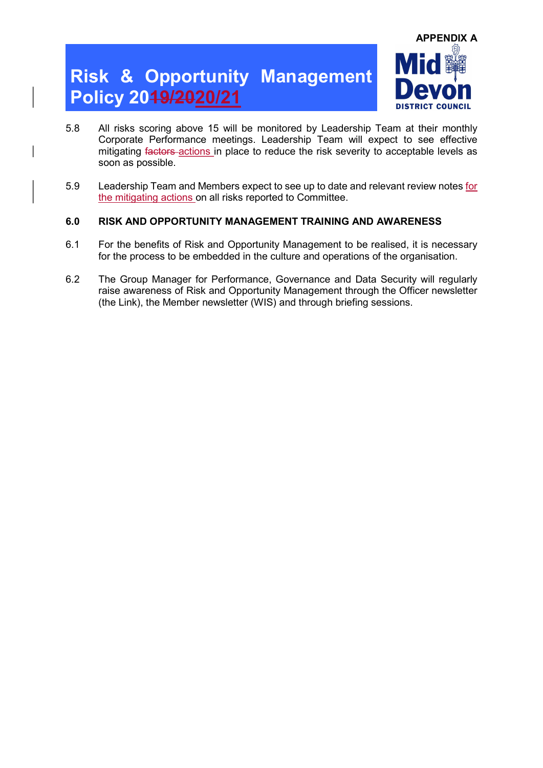5.8 All risks scoring above 15 will be monitored by Leadership Team at their monthly Corporate Performance meetings. Leadership Team will expect to see effective mitigating ~~factors~~ actions in place to reduce the risk severity to acceptable levels as soon as possible.

5.9 Leadership Team and Members expect to see up to date and relevant review notes for the mitigating actions on all risks reported to Committee.

**6.0 RISK AND OPPORTUNITY MANAGEMENT TRAINING AND AWARENESS**

6.1 For the benefits of Risk and Opportunity Management to be realised, it is necessary for the process to be embedded in the culture and operations of the organisation.

6.2 The Group Manager for Performance, Governance and Data Security will regularly raise awareness of Risk and Opportunity Management through the Officer newsletter (the Link), the Member newsletter (WIS) and through briefing sessions.